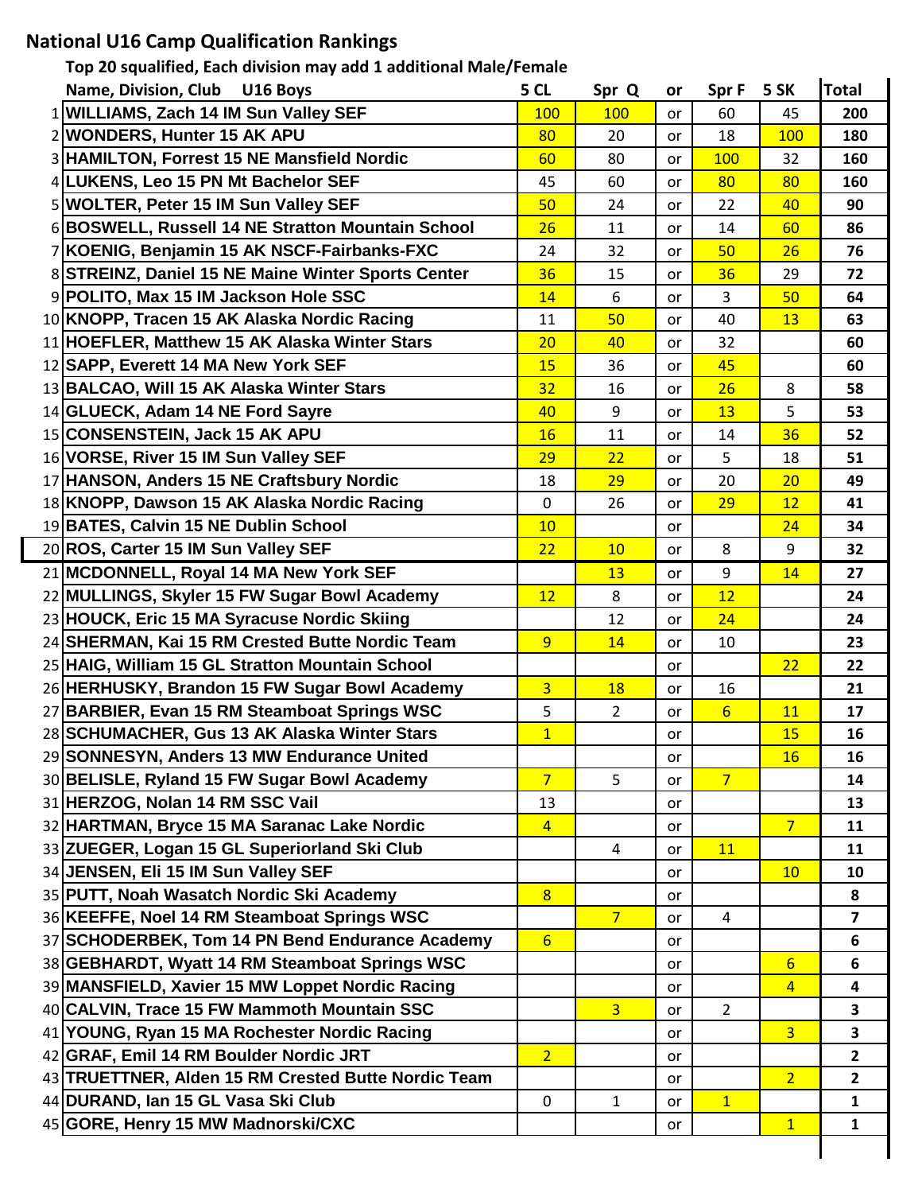## National U16 Camp Qualification Rankings

**Top 20 squalified, Each division may add 1 additional Male/Female**

| | Name, Division, Club U16 Boys | 5 CL | Spr Q | or | Spr F | 5 SK | Total |
|---|---|---|---|---|---|---|---|
| 1 | **WILLIAMS, Zach 14 IM Sun Valley SEF** | 100 | 100 | or | 60 | 45 | **200** |
| 2 | **WONDERS, Hunter 15 AK APU** | 80 | 20 | or | 18 | 100 | **180** |
| 3 | **HAMILTON, Forrest 15 NE Mansfield Nordic** | 60 | 80 | or | 100 | 32 | **160** |
| 4 | **LUKENS, Leo 15 PN Mt Bachelor SEF** | 45 | 60 | or | 80 | 80 | **160** |
| 5 | **WOLTER, Peter 15 IM Sun Valley SEF** | 50 | 24 | or | 22 | 40 | **90** |
| 6 | **BOSWELL, Russell 14 NE Stratton Mountain School** | 26 | 11 | or | 14 | 60 | **86** |
| 7 | **KOENIG, Benjamin 15 AK NSCF-Fairbanks-FXC** | 24 | 32 | or | 50 | 26 | **76** |
| 8 | **STREINZ, Daniel 15 NE Maine Winter Sports Center** | 36 | 15 | or | 36 | 29 | **72** |
| 9 | **POLITO, Max 15 IM Jackson Hole SSC** | 14 | 6 | or | 3 | 50 | **64** |
| 10 | **KNOPP, Tracen 15 AK Alaska Nordic Racing** | 11 | 50 | or | 40 | 13 | **63** |
| 11 | **HOEFLER, Matthew 15 AK Alaska Winter Stars** | 20 | 40 | or | 32 | | **60** |
| 12 | **SAPP, Everett 14 MA New York SEF** | 15 | 36 | or | 45 | | **60** |
| 13 | **BALCAO, Will 15 AK Alaska Winter Stars** | 32 | 16 | or | 26 | 8 | **58** |
| 14 | **GLUECK, Adam 14 NE Ford Sayre** | 40 | 9 | or | 13 | 5 | **53** |
| 15 | **CONSENSTEIN, Jack 15 AK APU** | 16 | 11 | or | 14 | 36 | **52** |
| 16 | **VORSE, River 15 IM Sun Valley SEF** | 29 | 22 | or | 5 | 18 | **51** |
| 17 | **HANSON, Anders 15 NE Craftsbury Nordic** | 18 | 29 | or | 20 | 20 | **49** |
| 18 | **KNOPP, Dawson 15 AK Alaska Nordic Racing** | 0 | 26 | or | 29 | 12 | **41** |
| 19 | **BATES, Calvin 15 NE Dublin School** | 10 | | or | | 24 | **34** |
| 20 | **ROS, Carter 15 IM Sun Valley SEF** | 22 | 10 | or | 8 | 9 | **32** |
| 21 | **MCDONNELL, Royal 14 MA New York SEF** | | 13 | or | 9 | 14 | **27** |
| 22 | **MULLINGS, Skyler 15 FW Sugar Bowl Academy** | 12 | 8 | or | 12 | | **24** |
| 23 | **HOUCK, Eric 15 MA Syracuse Nordic Skiing** | | 12 | or | 24 | | **24** |
| 24 | **SHERMAN, Kai 15 RM Crested Butte Nordic Team** | 9 | 14 | or | 10 | | **23** |
| 25 | **HAIG, William 15 GL Stratton Mountain School** | | | or | | 22 | **22** |
| 26 | **HERHUSKY, Brandon 15 FW Sugar Bowl Academy** | 3 | 18 | or | 16 | | **21** |
| 27 | **BARBIER, Evan 15 RM Steamboat Springs WSC** | 5 | 2 | or | 6 | 11 | **17** |
| 28 | **SCHUMACHER, Gus 13 AK Alaska Winter Stars** | 1 | | or | | 15 | **16** |
| 29 | **SONNESYN, Anders 13 MW Endurance United** | | | or | | 16 | **16** |
| 30 | **BELISLE, Ryland 15 FW Sugar Bowl Academy** | 7 | 5 | or | 7 | | **14** |
| 31 | **HERZOG, Nolan 14 RM SSC Vail** | 13 | | or | | | **13** |
| 32 | **HARTMAN, Bryce 15 MA Saranac Lake Nordic** | 4 | | or | | 7 | **11** |
| 33 | **ZUEGER, Logan 15 GL Superiorland Ski Club** | | 4 | or | 11 | | **11** |
| 34 | **JENSEN, Eli 15 IM Sun Valley SEF** | | | or | | 10 | **10** |
| 35 | **PUTT, Noah Wasatch Nordic Ski Academy** | 8 | | or | | | **8** |
| 36 | **KEEFFE, Noel 14 RM Steamboat Springs WSC** | | 7 | or | 4 | | **7** |
| 37 | **SCHODERBEK, Tom 14 PN Bend Endurance Academy** | 6 | | or | | | **6** |
| 38 | **GEBHARDT, Wyatt 14 RM Steamboat Springs WSC** | | | or | | 6 | **6** |
| 39 | **MANSFIELD, Xavier 15 MW Loppet Nordic Racing** | | | or | | 4 | **4** |
| 40 | **CALVIN, Trace 15 FW Mammoth Mountain SSC** | | 3 | or | 2 | | **3** |
| 41 | **YOUNG, Ryan 15 MA Rochester Nordic Racing** | | | or | | 3 | **3** |
| 42 | **GRAF, Emil 14 RM Boulder Nordic JRT** | 2 | | or | | | **2** |
| 43 | **TRUETTNER, Alden 15 RM Crested Butte Nordic Team** | | | or | | 2 | **2** |
| 44 | **DURAND, Ian 15 GL Vasa Ski Club** | 0 | 1 | or | 1 | | **1** |
| 45 | **GORE, Henry 15 MW Madnorski/CXC** | | | or | | 1 | **1** |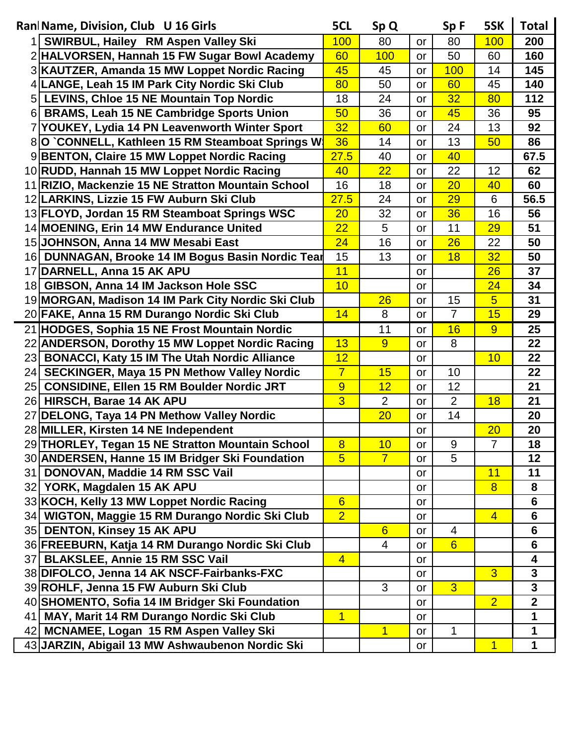| Ranl | Name, Division, Club U 16 Girls | 5CL | Sp Q | | Sp F | 5SK | Total |
|---|---|---|---|---|---|---|---|
| 1 | SWIRBUL, Hailey RM Aspen Valley Ski | 100 | 80 | or | 80 | 100 | 200 |
| 2 | HALVORSEN, Hannah 15 FW Sugar Bowl Academy | 60 | 100 | or | 50 | 60 | 160 |
| 3 | KAUTZER, Amanda 15 MW Loppet Nordic Racing | 45 | 45 | or | 100 | 14 | 145 |
| 4 | LANGE, Leah 15 IM Park City Nordic Ski Club | 80 | 50 | or | 60 | 45 | 140 |
| 5 | LEVINS, Chloe 15 NE Mountain Top Nordic | 18 | 24 | or | 32 | 80 | 112 |
| 6 | BRAMS, Leah 15 NE Cambridge Sports Union | 50 | 36 | or | 45 | 36 | 95 |
| 7 | YOUKEY, Lydia 14 PN Leavenworth Winter Sport | 32 | 60 | or | 24 | 13 | 92 |
| 8 | O `CONNELL, Kathleen 15 RM Steamboat Springs W | 36 | 14 | or | 13 | 50 | 86 |
| 9 | BENTON, Claire 15 MW Loppet Nordic Racing | 27.5 | 40 | or | 40 | | 67.5 |
| 10 | RUDD, Hannah 15 MW Loppet Nordic Racing | 40 | 22 | or | 22 | 12 | 62 |
| 11 | RIZIO, Mackenzie 15 NE Stratton Mountain School | 16 | 18 | or | 20 | 40 | 60 |
| 12 | LARKINS, Lizzie 15 FW Auburn Ski Club | 27.5 | 24 | or | 29 | 6 | 56.5 |
| 13 | FLOYD, Jordan 15 RM Steamboat Springs WSC | 20 | 32 | or | 36 | 16 | 56 |
| 14 | MOENING, Erin 14 MW Endurance United | 22 | 5 | or | 11 | 29 | 51 |
| 15 | JOHNSON, Anna 14 MW Mesabi East | 24 | 16 | or | 26 | 22 | 50 |
| 16 | DUNNAGAN, Brooke 14 IM Bogus Basin Nordic Tear | 15 | 13 | or | 18 | 32 | 50 |
| 17 | DARNELL, Anna 15 AK APU | 11 | | or | | 26 | 37 |
| 18 | GIBSON, Anna 14 IM Jackson Hole SSC | 10 | | or | | 24 | 34 |
| 19 | MORGAN, Madison 14 IM Park City Nordic Ski Club | | 26 | or | 15 | 5 | 31 |
| 20 | FAKE, Anna 15 RM Durango Nordic Ski Club | 14 | 8 | or | 7 | 15 | 29 |
| 21 | HODGES, Sophia 15 NE Frost Mountain Nordic | | 11 | or | 16 | 9 | 25 |
| 22 | ANDERSON, Dorothy 15 MW Loppet Nordic Racing | 13 | 9 | or | 8 | | 22 |
| 23 | BONACCI, Katy 15 IM The Utah Nordic Alliance | 12 | | or | | 10 | 22 |
| 24 | SECKINGER, Maya 15 PN Methow Valley Nordic | 7 | 15 | or | 10 | | 22 |
| 25 | CONSIDINE, Ellen 15 RM Boulder Nordic JRT | 9 | 12 | or | 12 | | 21 |
| 26 | HIRSCH, Barae 14 AK APU | 3 | 2 | or | 2 | 18 | 21 |
| 27 | DELONG, Taya 14 PN Methow Valley Nordic | | 20 | or | 14 | | 20 |
| 28 | MILLER, Kirsten 14 NE Independent | | | or | | 20 | 20 |
| 29 | THORLEY, Tegan 15 NE Stratton Mountain School | 8 | 10 | or | 9 | 7 | 18 |
| 30 | ANDERSEN, Hanne 15 IM Bridger Ski Foundation | 5 | 7 | or | 5 | | 12 |
| 31 | DONOVAN, Maddie 14 RM SSC Vail | | | or | | 11 | 11 |
| 32 | YORK, Magdalen 15 AK APU | | | or | | 8 | 8 |
| 33 | KOCH, Kelly 13 MW Loppet Nordic Racing | 6 | | or | | | 6 |
| 34 | WIGTON, Maggie 15 RM Durango Nordic Ski Club | 2 | | or | | 4 | 6 |
| 35 | DENTON, Kinsey 15 AK APU | | 6 | or | 4 | | 6 |
| 36 | FREEBURN, Katja 14 RM Durango Nordic Ski Club | | 4 | or | 6 | | 6 |
| 37 | BLAKSLEE, Annie 15 RM SSC Vail | 4 | | or | | | 4 |
| 38 | DIFOLCO, Jenna 14 AK NSCF-Fairbanks-FXC | | | or | | 3 | 3 |
| 39 | ROHLF, Jenna 15 FW Auburn Ski Club | | 3 | or | 3 | | 3 |
| 40 | SHOMENTO, Sofia 14 IM Bridger Ski Foundation | | | or | | 2 | 2 |
| 41 | MAY, Marit 14 RM Durango Nordic Ski Club | 1 | | or | | | 1 |
| 42 | MCNAMEE, Logan 15 RM Aspen Valley Ski | | 1 | or | 1 | | 1 |
| 43 | JARZIN, Abigail 13 MW Ashwaubenon Nordic Ski | | | or | | 1 | 1 |